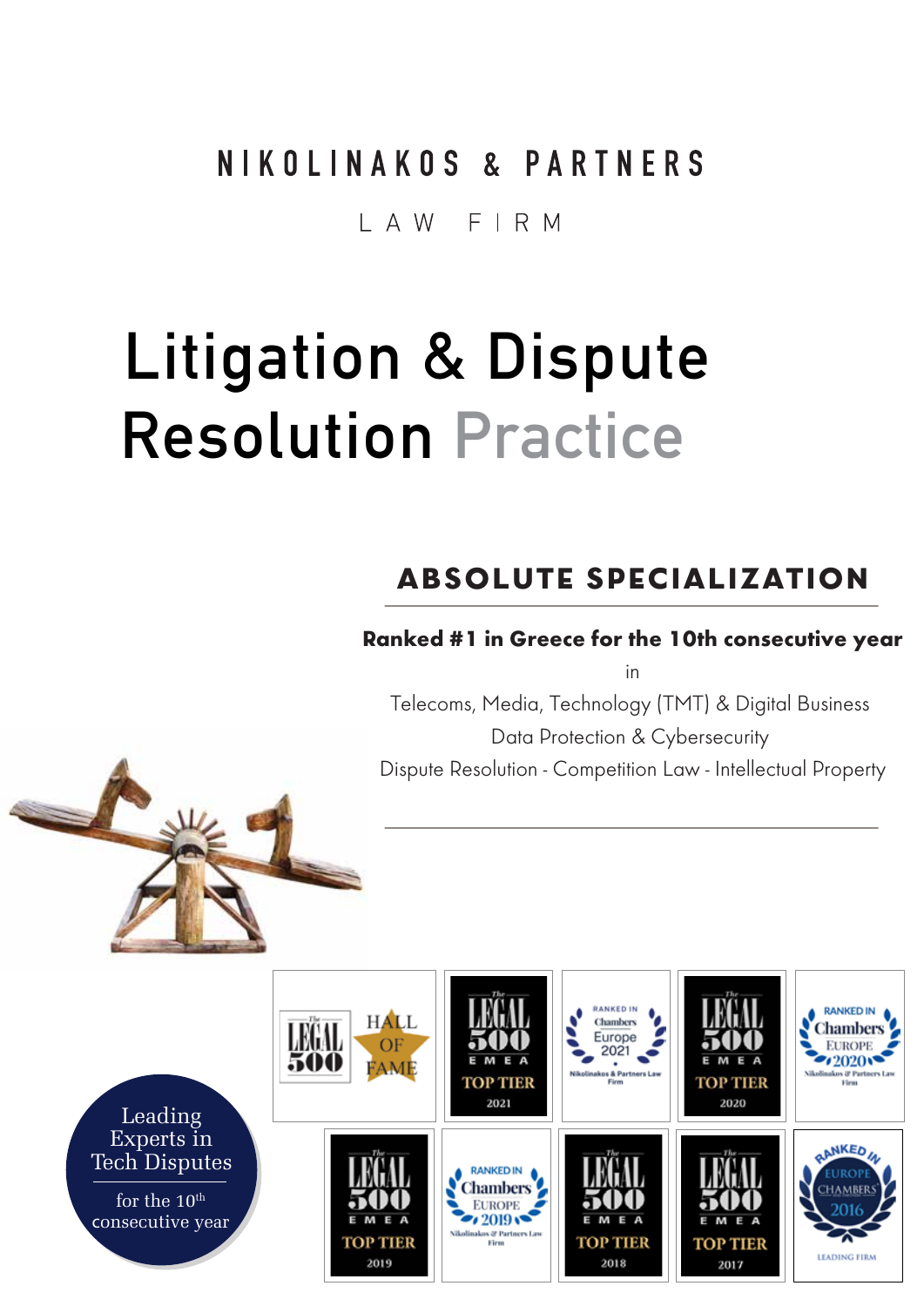NIKOLINAKOS & PARTNERS

LAW FIRM

# Litigation & Dispute Resolution Practice

## ABSOLUTE SPECIALIZATION

**Ranked #1 in Greece for the 10th consecutive year**

in

Telecoms, Media, Technology (TMT) & Digital Business

Data Protection & Cybersecurity

Dispute Resolution - Competition Law - Intellectual Property

Leading Experts in Tech Disputes

for the 10th consecutive year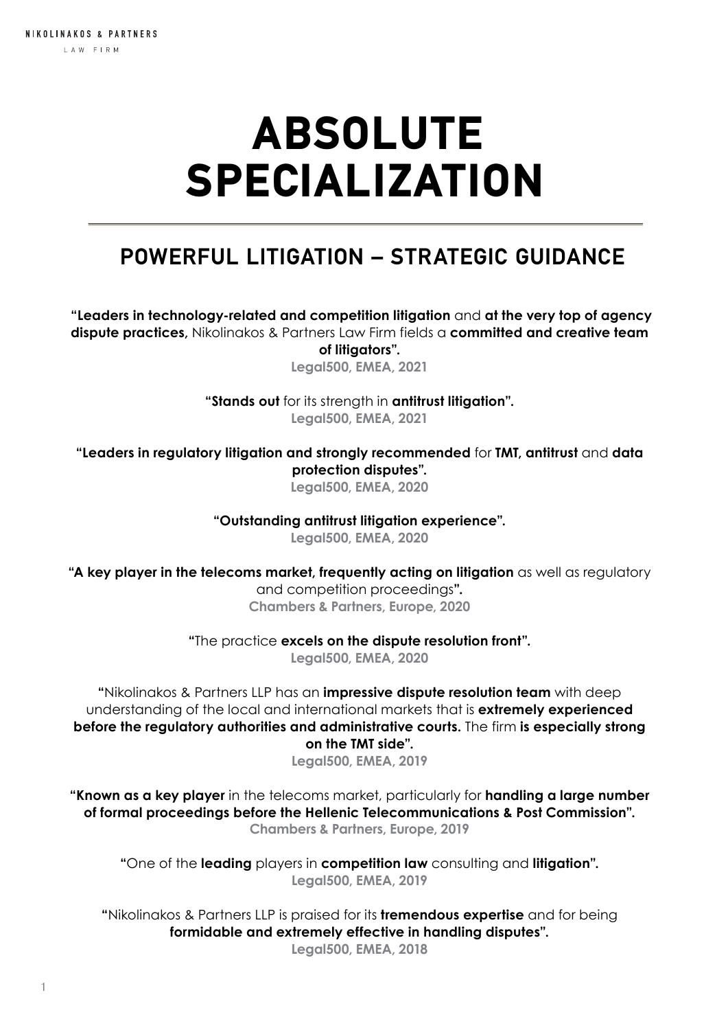# ABSOLUTE SPECIALIZATION

## POWERFUL LITIGATION – STRATEGIC GUIDANCE

**"Leaders in technology-related and competition litigation** and **at the very top of agency dispute practices,** Nikolinakos & Partners Law Firm fields a **committed and creative team of litigators".**
**Legal500, EMEA, 2021**

**"Stands out** for its strength in **antitrust litigation".**
**Legal500, EMEA, 2021**

**"Leaders in regulatory litigation and strongly recommended** for **TMT, antitrust** and **data protection disputes".**
**Legal500, EMEA, 2020**

**"Outstanding antitrust litigation experience".**
**Legal500, EMEA, 2020**

**"A key player in the telecoms market, frequently acting on litigation** as well as regulatory and competition proceedings**".**
**Chambers & Partners, Europe, 2020**

**"**The practice **excels on the dispute resolution front".**
**Legal500, EMEA, 2020**

**"**Nikolinakos & Partners LLP has an **impressive dispute resolution team** with deep understanding of the local and international markets that is **extremely experienced before the regulatory authorities and administrative courts.** The firm **is especially strong on the TMT side".**
**Legal500, EMEA, 2019**

**"Known as a key player** in the telecoms market, particularly for **handling a large number of formal proceedings before the Hellenic Telecommunications & Post Commission".**
**Chambers & Partners, Europe, 2019**

**"**One of the **leading** players in **competition law** consulting and **litigation".**
**Legal500, EMEA, 2019**

**"**Nikolinakos & Partners LLP is praised for its **tremendous expertise** and for being **formidable and extremely effective in handling disputes".**
**Legal500, EMEA, 2018**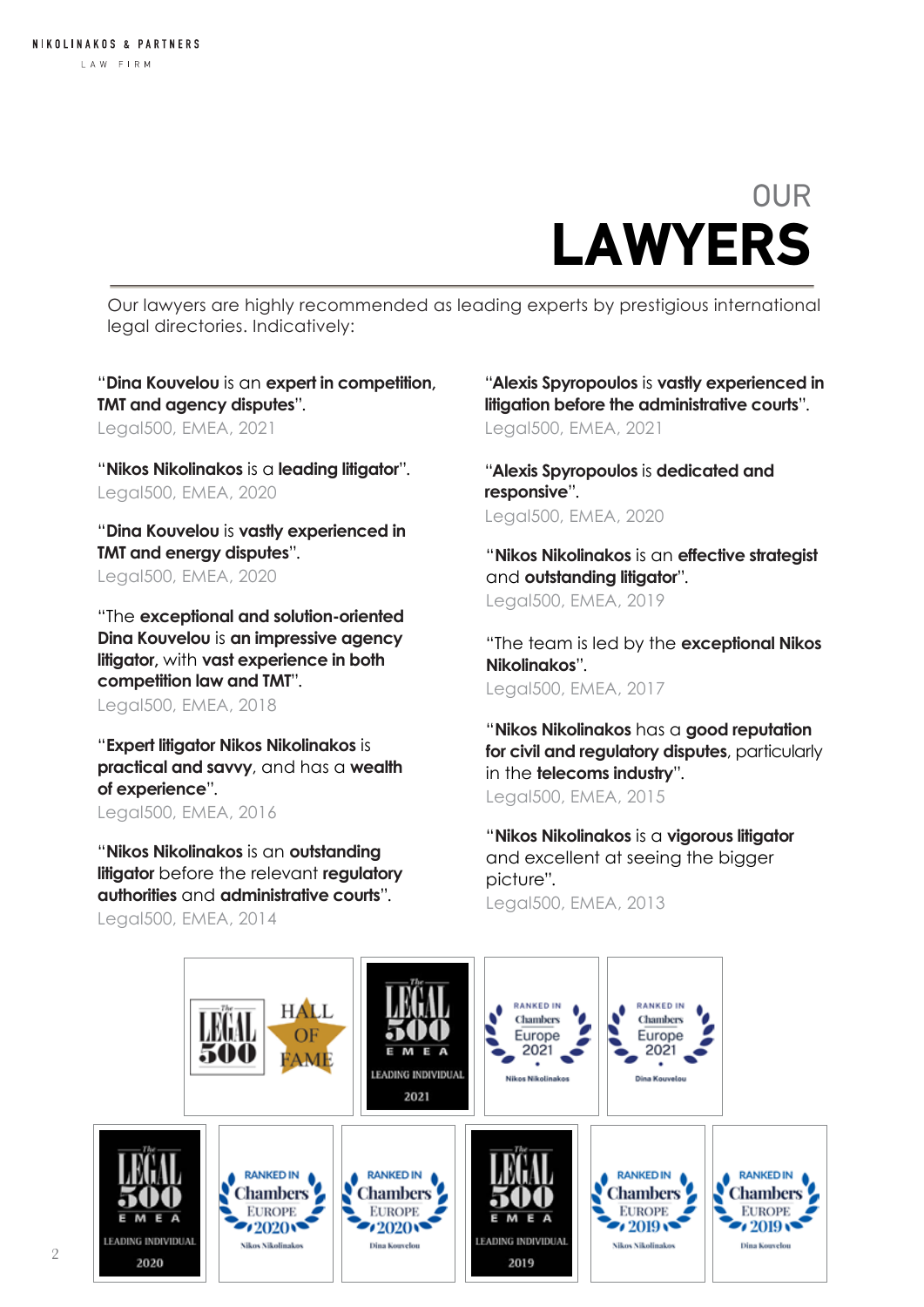# OUR LAWYERS

Our lawyers are highly recommended as leading experts by prestigious international legal directories. Indicatively:

"**Dina Kouvelou** is an **expert in competition, TMT and agency disputes**".
Legal500, EMEA, 2021

"**Nikos Nikolinakos** is a **leading litigator**".
Legal500, EMEA, 2020

"**Dina Kouvelou** is **vastly experienced in TMT and energy disputes**".
Legal500, EMEA, 2020

"The **exceptional and solution-oriented Dina Kouvelou** is **an impressive agency litigator,** with **vast experience in both competition law and TMT**".
Legal500, EMEA, 2018

"**Expert litigator Nikos Nikolinakos** is **practical and savvy**, and has a **wealth of experience**".
Legal500, EMEA, 2016

"**Nikos Nikolinakos** is an **outstanding litigator** before the relevant **regulatory authorities** and **administrative courts**".
Legal500, EMEA, 2014

"**Alexis Spyropoulos** is **vastly experienced in litigation before the administrative courts**".
Legal500, EMEA, 2021

"**Alexis Spyropoulos** is **dedicated and responsive**".
Legal500, EMEA, 2020

"**Nikos Nikolinakos** is an **effective strategist** and **outstanding litigator**".
Legal500, EMEA, 2019

"The team is led by the **exceptional Nikos Nikolinakos**".
Legal500, EMEA, 2017

"**Nikos Nikolinakos** has a **good reputation for civil and regulatory disputes**, particularly in the **telecoms industry**".
Legal500, EMEA, 2015

"**Nikos Nikolinakos** is a **vigorous litigator** and excellent at seeing the bigger picture".
Legal500, EMEA, 2013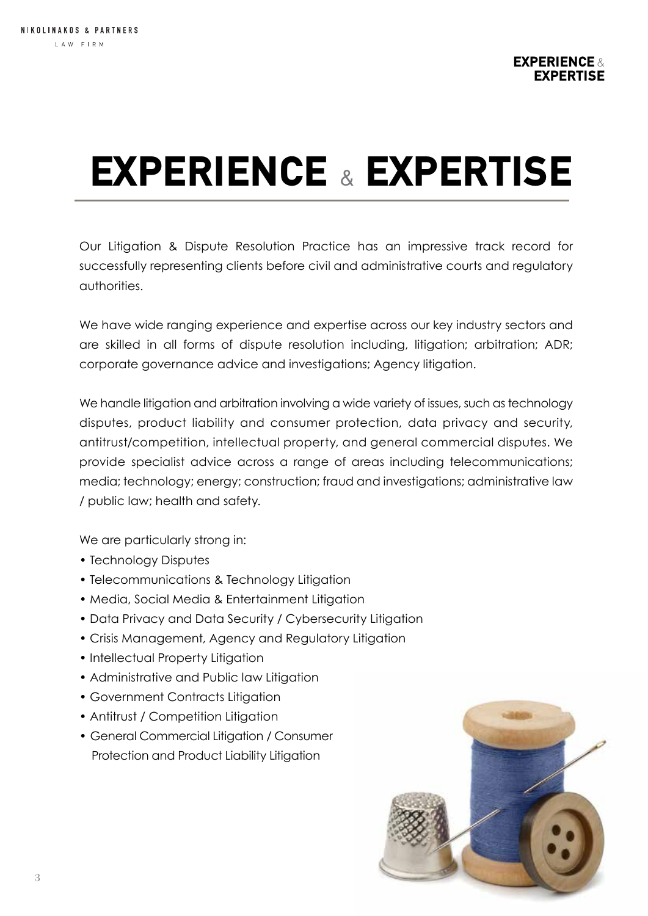# EXPERIENCE & EXPERTISE

Our Litigation & Dispute Resolution Practice has an impressive track record for successfully representing clients before civil and administrative courts and regulatory authorities.

We have wide ranging experience and expertise across our key industry sectors and are skilled in all forms of dispute resolution including, litigation; arbitration; ADR; corporate governance advice and investigations; Agency litigation.

We handle litigation and arbitration involving a wide variety of issues, such as technology disputes, product liability and consumer protection, data privacy and security, antitrust/competition, intellectual property, and general commercial disputes. We provide specialist advice across a range of areas including telecommunications; media; technology; energy; construction; fraud and investigations; administrative law / public law; health and safety.

We are particularly strong in:

- Technology Disputes
- Telecommunications & Technology Litigation
- Media, Social Media & Entertainment Litigation
- Data Privacy and Data Security / Cybersecurity Litigation
- Crisis Management, Agency and Regulatory Litigation
- Intellectual Property Litigation
- Administrative and Public law Litigation
- Government Contracts Litigation
- Antitrust / Competition Litigation
- General Commercial Litigation / Consumer Protection and Product Liability Litigation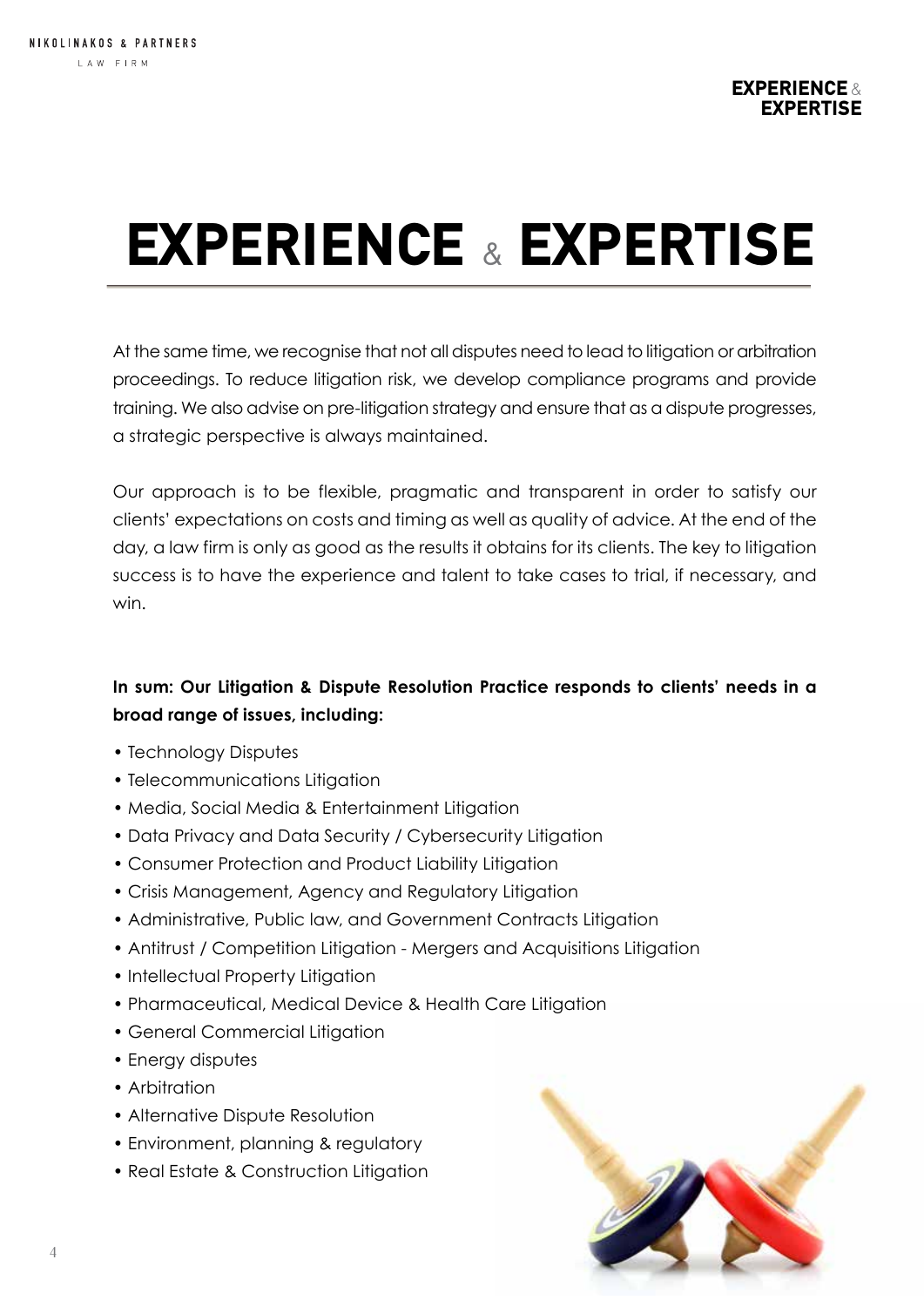# EXPERIENCE & EXPERTISE

At the same time, we recognise that not all disputes need to lead to litigation or arbitration proceedings. To reduce litigation risk, we develop compliance programs and provide training. We also advise on pre-litigation strategy and ensure that as a dispute progresses, a strategic perspective is always maintained.

Our approach is to be flexible, pragmatic and transparent in order to satisfy our clients' expectations on costs and timing as well as quality of advice. At the end of the day, a law firm is only as good as the results it obtains for its clients. The key to litigation success is to have the experience and talent to take cases to trial, if necessary, and win.

**In sum: Our Litigation & Dispute Resolution Practice responds to clients' needs in a broad range of issues, including:**

- Technology Disputes
- Telecommunications Litigation
- Media, Social Media & Entertainment Litigation
- Data Privacy and Data Security / Cybersecurity Litigation
- Consumer Protection and Product Liability Litigation
- Crisis Management, Agency and Regulatory Litigation
- Administrative, Public law, and Government Contracts Litigation
- Antitrust / Competition Litigation - Mergers and Acquisitions Litigation
- Intellectual Property Litigation
- Pharmaceutical, Medical Device & Health Care Litigation
- General Commercial Litigation
- Energy disputes
- Arbitration
- Alternative Dispute Resolution
- Environment, planning & regulatory
- Real Estate & Construction Litigation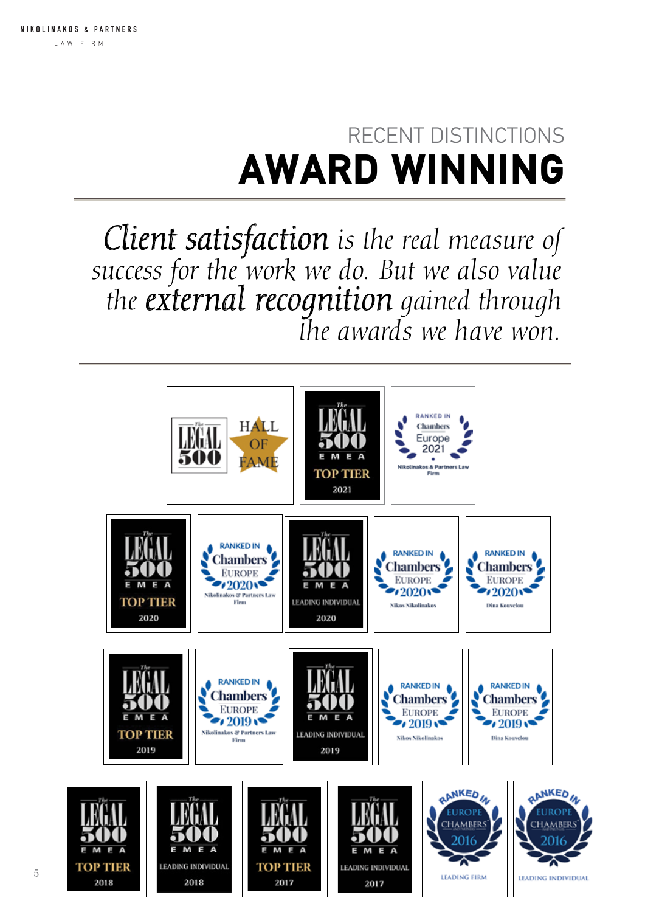## RECENT DISTINCTIONS

# AWARD WINNING

*Client satisfaction is the real measure of success for the work we do. But we also value the external recognition gained through the awards we have won.*

The Legal 500 HALL OF FAME

The Legal 500 EMEA TOP TIER 2021

RANKED IN Chambers Europe 2021 Nikolinakos & Partners Law Firm

The Legal 500 EMEA TOP TIER 2020

RANKED IN Chambers EUROPE 2020 Nikolinakos & Partners Law Firm

The Legal 500 EMEA LEADING INDIVIDUAL 2020

RANKED IN Chambers EUROPE 2020 Nikos Nikolinakos

RANKED IN Chambers EUROPE 2020 Dina Kouvelou

The Legal 500 EMEA TOP TIER 2019

RANKED IN Chambers EUROPE 2019 Nikolinakos & Partners Law Firm

The Legal 500 EMEA LEADING INDIVIDUAL 2019

RANKED IN Chambers EUROPE 2019 Nikos Nikolinakos

RANKED IN Chambers EUROPE 2019 Dina Kouvelou

The Legal 500 EMEA TOP TIER 2018

The Legal 500 EMEA LEADING INDIVIDUAL 2018

The Legal 500 EMEA TOP TIER 2017

The Legal 500 EMEA LEADING INDIVIDUAL 2017

RANKED IN EUROPE CHAMBERS 2016 LEADING FIRM

RANKED IN EUROPE CHAMBERS 2016 LEADING INDIVIDUAL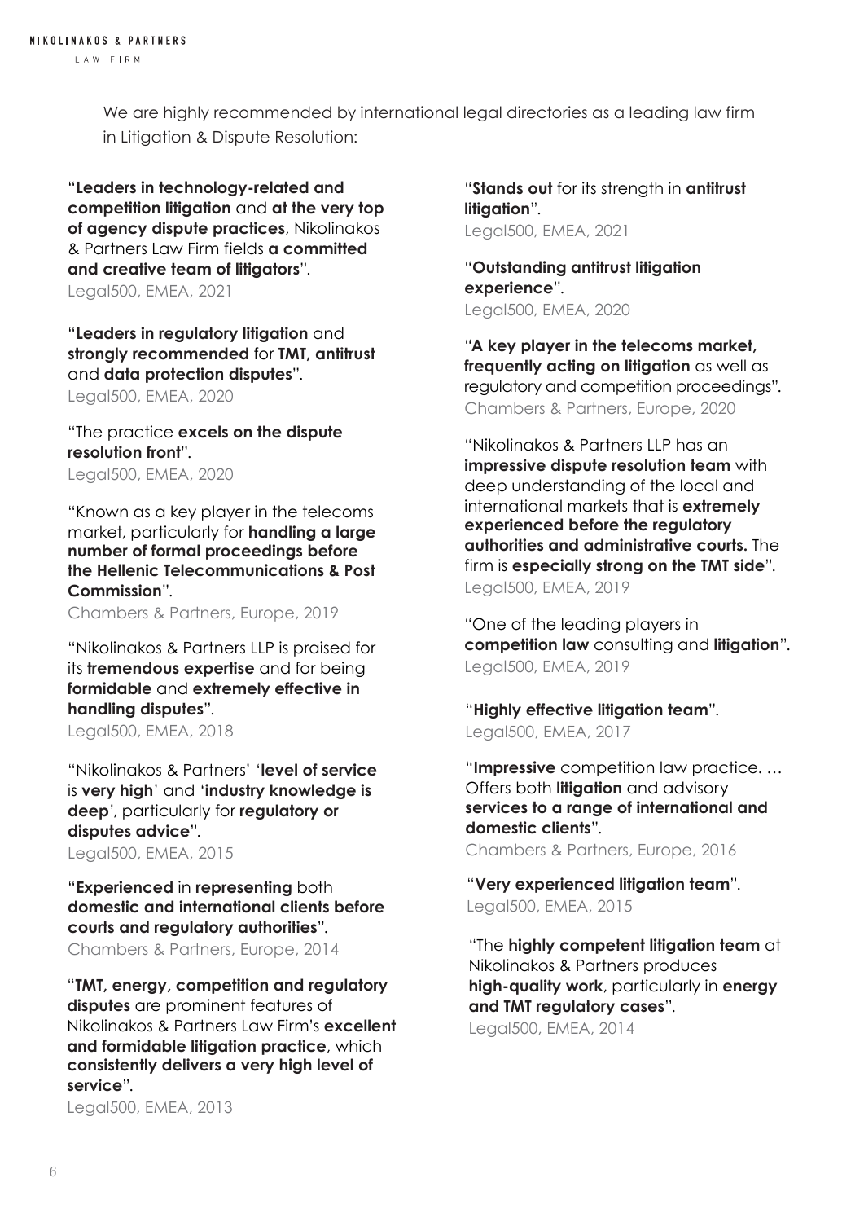We are highly recommended by international legal directories as a leading law firm in Litigation & Dispute Resolution:

"**Leaders in technology-related and competition litigation** and **at the very top of agency dispute practices**, Nikolinakos & Partners Law Firm fields **a committed and creative team of litigators**".
Legal500, EMEA, 2021

"**Leaders in regulatory litigation** and **strongly recommended** for **TMT, antitrust** and **data protection disputes**".
Legal500, EMEA, 2020

"The practice **excels on the dispute resolution front**".
Legal500, EMEA, 2020

"Known as a key player in the telecoms market, particularly for **handling a large number of formal proceedings before the Hellenic Telecommunications & Post Commission**".
Chambers & Partners, Europe, 2019

"Nikolinakos & Partners LLP is praised for its **tremendous expertise** and for being **formidable** and **extremely effective in handling disputes**".
Legal500, EMEA, 2018

"Nikolinakos & Partners' '**level of service** is **very high**' and '**industry knowledge is deep**', particularly for **regulatory or disputes advice**".
Legal500, EMEA, 2015

"**Experienced** in **representing** both **domestic and international clients before courts and regulatory authorities**".
Chambers & Partners, Europe, 2014

"**TMT, energy, competition and regulatory disputes** are prominent features of Nikolinakos & Partners Law Firm's **excellent and formidable litigation practice**, which **consistently delivers a very high level of service**".
Legal500, EMEA, 2013

"**Stands out** for its strength in **antitrust litigation**".
Legal500, EMEA, 2021

"**Outstanding antitrust litigation experience**".
Legal500, EMEA, 2020

"**A key player in the telecoms market, frequently acting on litigation** as well as regulatory and competition proceedings".
Chambers & Partners, Europe, 2020

"Nikolinakos & Partners LLP has an **impressive dispute resolution team** with deep understanding of the local and international markets that is **extremely experienced before the regulatory authorities and administrative courts.** The firm is **especially strong on the TMT side**".
Legal500, EMEA, 2019

"One of the leading players in **competition law** consulting and **litigation**".
Legal500, EMEA, 2019

"**Highly effective litigation team**".
Legal500, EMEA, 2017

"**Impressive** competition law practice. … Offers both **litigation** and advisory **services to a range of international and domestic clients**".
Chambers & Partners, Europe, 2016

"**Very experienced litigation team**".
Legal500, EMEA, 2015

"The **highly competent litigation team** at Nikolinakos & Partners produces **high-quality work**, particularly in **energy and TMT regulatory cases**".
Legal500, EMEA, 2014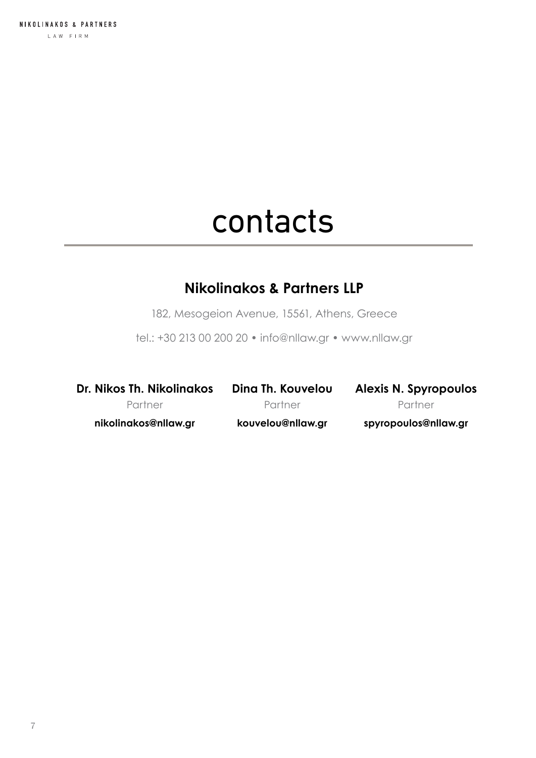# contacts

## Nikolinakos & Partners LLP

182, Mesogeion Avenue, 15561, Athens, Greece

tel.: +30 213 00 200 20 • info@nllaw.gr • www.nllaw.gr

**Dr. Nikos Th. Nikolinakos**
Partner
**nikolinakos@nllaw.gr**

**Dina Th. Kouvelou**
Partner
**kouvelou@nllaw.gr**

**Alexis N. Spyropoulos**
Partner
**spyropoulos@nllaw.gr**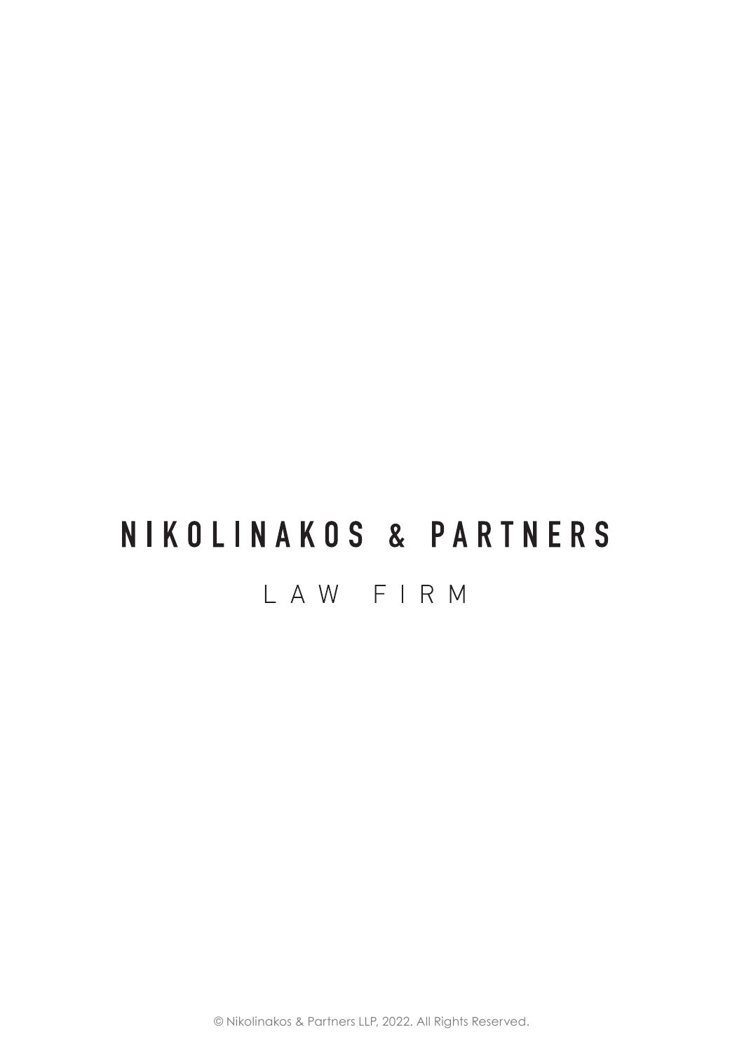# NIKOLINAKOS & PARTNERS

LAW FIRM

© Nikolinakos & Partners LLP, 2022. All Rights Reserved.